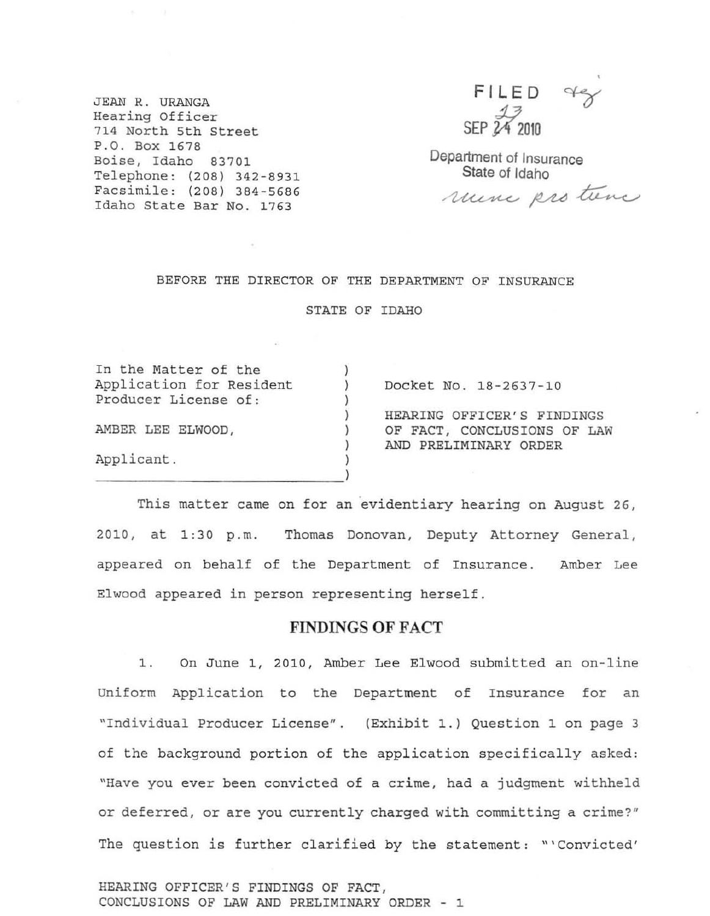JEAN R. URANGA
Hearing Officer
714 North 5th Street
P.O. Box 1678
Boise, Idaho 83701
Telephone: (208) 342-8931
Facsimile: (208) 384-5686
Idaho State Bar No. 1763

FILED
SEP 23 2010
Department of Insurance
State of Idaho
nunc pro tunc

BEFORE THE DIRECTOR OF THE DEPARTMENT OF INSURANCE

STATE OF IDAHO

| | |
|---|---|
| In the Matter of the Application for Resident Producer License of: | Docket No. 18-2637-10 |
| AMBER LEE ELWOOD, | HEARING OFFICER'S FINDINGS OF FACT, CONCLUSIONS OF LAW AND PRELIMINARY ORDER |
| Applicant. | |

This matter came on for an evidentiary hearing on August 26, 2010, at 1:30 p.m. Thomas Donovan, Deputy Attorney General, appeared on behalf of the Department of Insurance. Amber Lee Elwood appeared in person representing herself.

## FINDINGS OF FACT

1. On June 1, 2010, Amber Lee Elwood submitted an on-line Uniform Application to the Department of Insurance for an "Individual Producer License". (Exhibit 1.) Question 1 on page 3 of the background portion of the application specifically asked: "Have you ever been convicted of a crime, had a judgment withheld or deferred, or are you currently charged with committing a crime?" The question is further clarified by the statement: "'Convicted'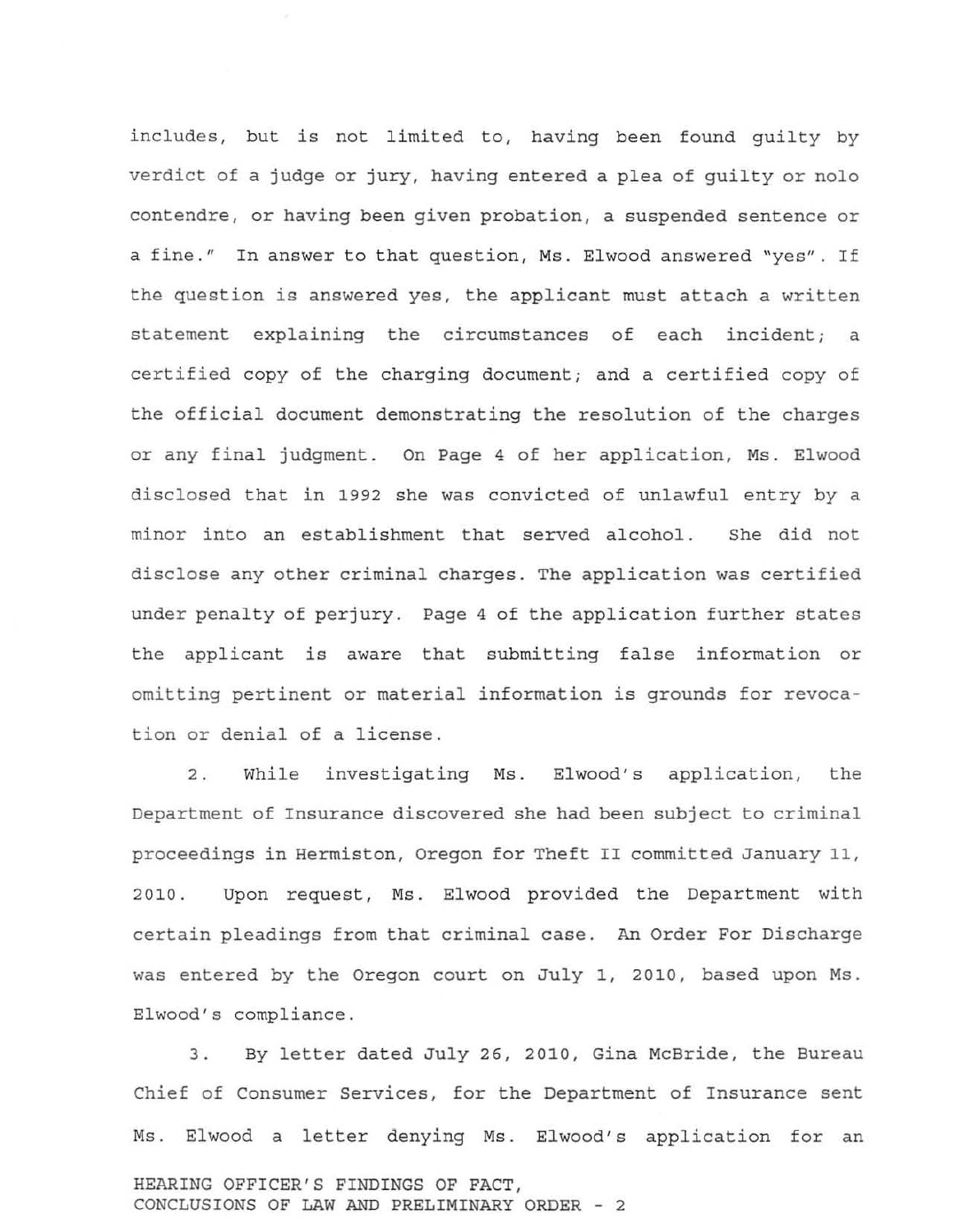includes, but is not limited to, having been found guilty by verdict of a judge or jury, having entered a plea of guilty or nolo contendre, or having been given probation, a suspended sentence or a fine." In answer to that question, Ms. Elwood answered "yes". If the question is answered yes, the applicant must attach a written statement explaining the circumstances of each incident; a certified copy of the charging document; and a certified copy of the official document demonstrating the resolution of the charges or any final judgment. On Page 4 of her application, Ms. Elwood disclosed that in 1992 she was convicted of unlawful entry by a minor into an establishment that served alcohol. She did not disclose any other criminal charges. The application was certified under penalty of perjury. Page 4 of the application further states the applicant is aware that submitting false information or omitting pertinent or material information is grounds for revocation or denial of a license.

2. While investigating Ms. Elwood's application, the Department of Insurance discovered she had been subject to criminal proceedings in Hermiston, Oregon for Theft II committed January 11, 2010. Upon request, Ms. Elwood provided the Department with certain pleadings from that criminal case. An Order For Discharge was entered by the Oregon court on July 1, 2010, based upon Ms. Elwood's compliance.

3. By letter dated July 26, 2010, Gina McBride, the Bureau Chief of Consumer Services, for the Department of Insurance sent Ms. Elwood a letter denying Ms. Elwood's application for an

HEARING OFFICER'S FINDINGS OF FACT, CONCLUSIONS OF LAW AND PRELIMINARY ORDER - 2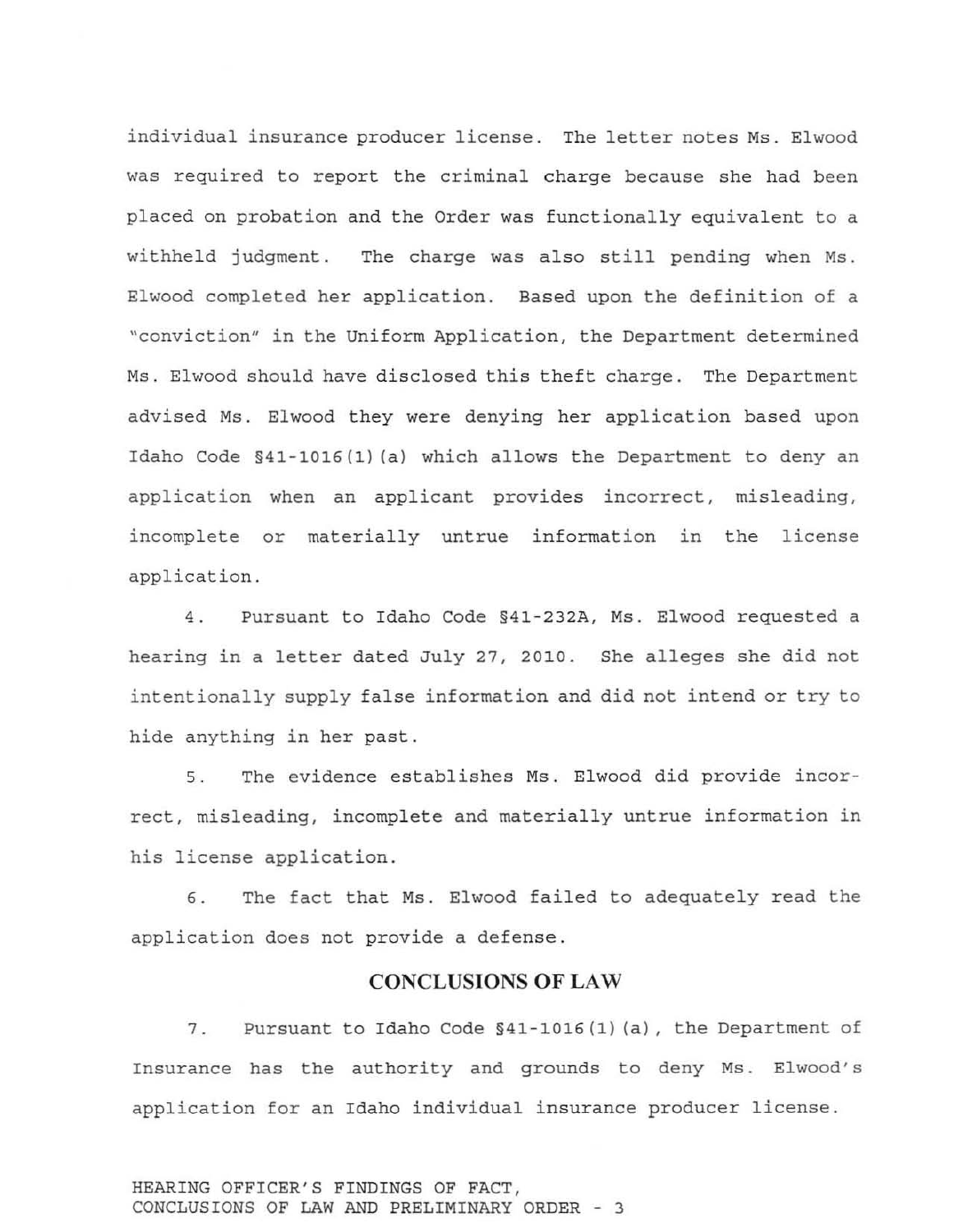individual insurance producer license. The letter notes Ms. Elwood was required to report the criminal charge because she had been placed on probation and the Order was functionally equivalent to a withheld judgment. The charge was also still pending when Ms. Elwood completed her application. Based upon the definition of a "conviction" in the Uniform Application, the Department determined Ms. Elwood should have disclosed this theft charge. The Department advised Ms. Elwood they were denying her application based upon Idaho Code §41-1016(1)(a) which allows the Department to deny an application when an applicant provides incorrect, misleading, incomplete or materially untrue information in the license application.

4. Pursuant to Idaho Code §41-232A, Ms. Elwood requested a hearing in a letter dated July 27, 2010. She alleges she did not intentionally supply false information and did not intend or try to hide anything in her past.

5. The evidence establishes Ms. Elwood did provide incorrect, misleading, incomplete and materially untrue information in his license application.

6. The fact that Ms. Elwood failed to adequately read the application does not provide a defense.

## CONCLUSIONS OF LAW

7. Pursuant to Idaho Code §41-1016(1)(a), the Department of Insurance has the authority and grounds to deny Ms. Elwood's application for an Idaho individual insurance producer license.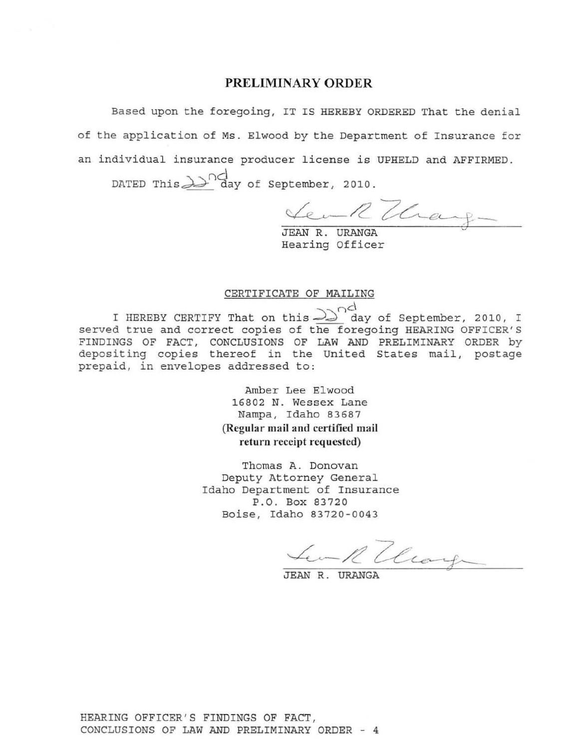## PRELIMINARY ORDER

Based upon the foregoing, IT IS HEREBY ORDERED That the denial of the application of Ms. Elwood by the Department of Insurance for an individual insurance producer license is UPHELD and AFFIRMED.

DATED This 22nd day of September, 2010.

JEAN R. URANGA
Hearing Officer

CERTIFICATE OF MAILING

I HEREBY CERTIFY That on this 22nd day of September, 2010, I served true and correct copies of the foregoing HEARING OFFICER'S FINDINGS OF FACT, CONCLUSIONS OF LAW AND PRELIMINARY ORDER by depositing copies thereof in the United States mail, postage prepaid, in envelopes addressed to:

Amber Lee Elwood
16802 N. Wessex Lane
Nampa, Idaho 83687
**(Regular mail and certified mail return receipt requested)**

Thomas A. Donovan
Deputy Attorney General
Idaho Department of Insurance
P.O. Box 83720
Boise, Idaho 83720-0043

JEAN R. URANGA